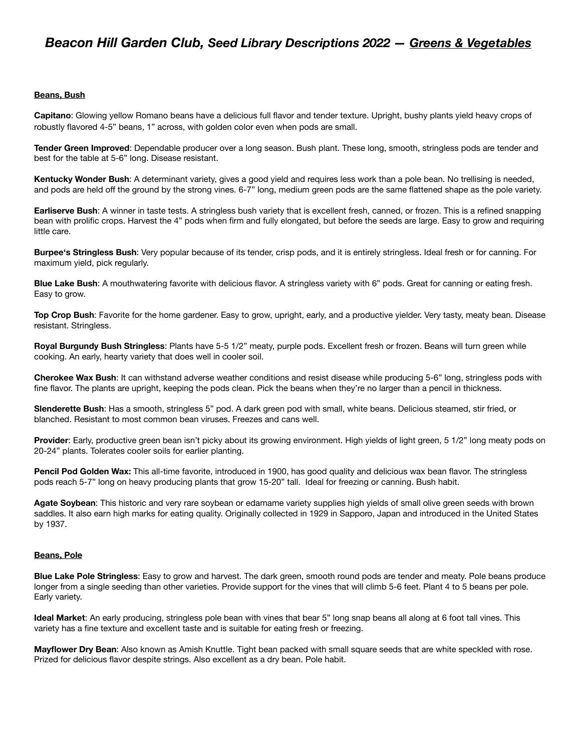# *Beacon Hill Garden Club, Seed Library Descriptions 2022 — Greens & Vegetables*

## Beans, Bush

**Capitano**: Glowing yellow Romano beans have a delicious full flavor and tender texture. Upright, bushy plants yield heavy crops of robustly flavored 4-5" beans, 1" across, with golden color even when pods are small.

**Tender Green Improved**: Dependable producer over a long season. Bush plant. These long, smooth, stringless pods are tender and best for the table at 5-6" long. Disease resistant.

**Kentucky Wonder Bush**: A determinant variety, gives a good yield and requires less work than a pole bean. No trellising is needed, and pods are held off the ground by the strong vines. 6-7" long, medium green pods are the same flattened shape as the pole variety.

**Earliserve Bush**: A winner in taste tests. A stringless bush variety that is excellent fresh, canned, or frozen. This is a refined snapping bean with prolific crops. Harvest the 4" pods when firm and fully elongated, but before the seeds are large. Easy to grow and requiring little care.

**Burpee's Stringless Bush**: Very popular because of its tender, crisp pods, and it is entirely stringless. Ideal fresh or for canning. For maximum yield, pick regularly.

**Blue Lake Bush**: A mouthwatering favorite with delicious flavor. A stringless variety with 6" pods. Great for canning or eating fresh. Easy to grow.

**Top Crop Bush**: Favorite for the home gardener. Easy to grow, upright, early, and a productive yielder. Very tasty, meaty bean. Disease resistant. Stringless.

**Royal Burgundy Bush Stringless**: Plants have 5-5 1/2" meaty, purple pods. Excellent fresh or frozen. Beans will turn green while cooking. An early, hearty variety that does well in cooler soil.

**Cherokee Wax Bush**: It can withstand adverse weather conditions and resist disease while producing 5-6" long, stringless pods with fine flavor. The plants are upright, keeping the pods clean. Pick the beans when they're no larger than a pencil in thickness.

**Slenderette Bush**: Has a smooth, stringless 5" pod. A dark green pod with small, white beans. Delicious steamed, stir fried, or blanched. Resistant to most common bean viruses. Freezes and cans well.

**Provider**: Early, productive green bean isn't picky about its growing environment. High yields of light green, 5 1/2" long meaty pods on 20-24" plants. Tolerates cooler soils for earlier planting.

**Pencil Pod Golden Wax:** This all-time favorite, introduced in 1900, has good quality and delicious wax bean flavor. The stringless pods reach 5-7" long on heavy producing plants that grow 15-20" tall. Ideal for freezing or canning. Bush habit.

**Agate Soybean**: This historic and very rare soybean or edamame variety supplies high yields of small olive green seeds with brown saddles. It also earn high marks for eating quality. Originally collected in 1929 in Sapporo, Japan and introduced in the United States by 1937.

## Beans, Pole

**Blue Lake Pole Stringless**: Easy to grow and harvest. The dark green, smooth round pods are tender and meaty. Pole beans produce longer from a single seeding than other varieties. Provide support for the vines that will climb 5-6 feet. Plant 4 to 5 beans per pole. Early variety.

**Ideal Market**: An early producing, stringless pole bean with vines that bear 5" long snap beans all along at 6 foot tall vines. This variety has a fine texture and excellent taste and is suitable for eating fresh or freezing.

**Mayflower Dry Bean**: Also known as Amish Knuttle. Tight bean packed with small square seeds that are white speckled with rose. Prized for delicious flavor despite strings. Also excellent as a dry bean. Pole habit.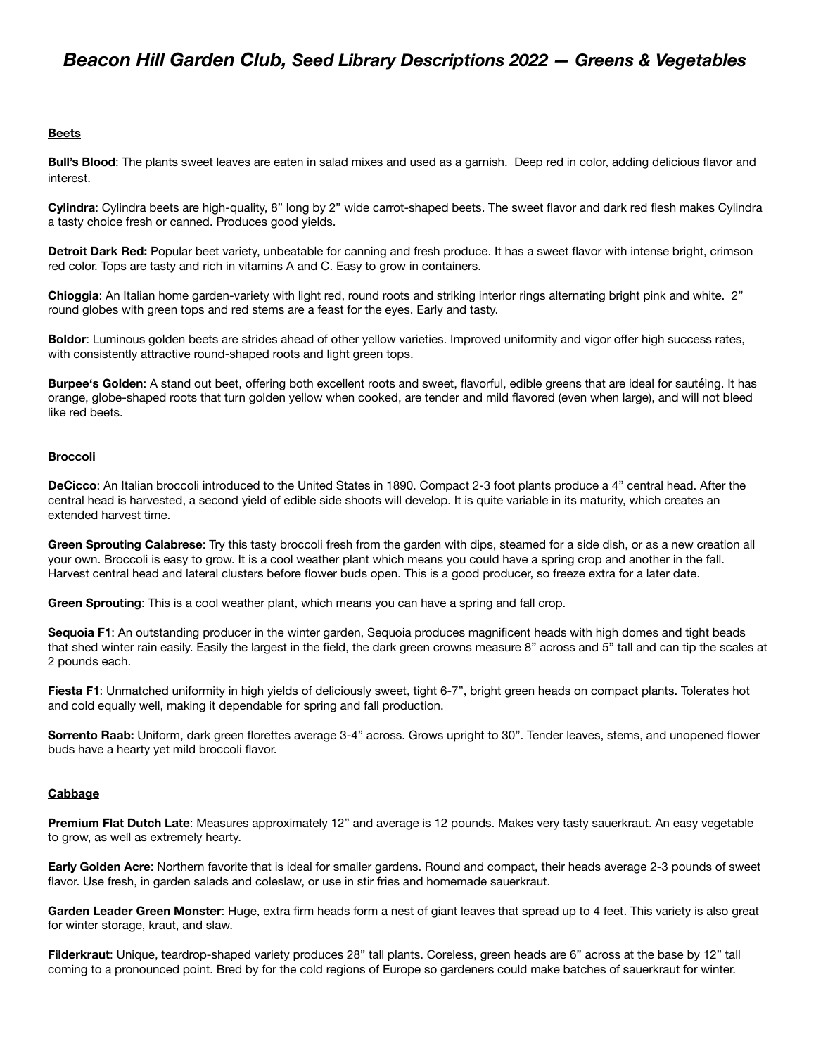# *Beacon Hill Garden Club, Seed Library Descriptions 2022 — Greens & Vegetables*

## Beets

**Bull's Blood**: The plants sweet leaves are eaten in salad mixes and used as a garnish. Deep red in color, adding delicious flavor and interest.

**Cylindra**: Cylindra beets are high-quality, 8" long by 2" wide carrot-shaped beets. The sweet flavor and dark red flesh makes Cylindra a tasty choice fresh or canned. Produces good yields.

**Detroit Dark Red:** Popular beet variety, unbeatable for canning and fresh produce. It has a sweet flavor with intense bright, crimson red color. Tops are tasty and rich in vitamins A and C. Easy to grow in containers.

**Chioggia**: An Italian home garden-variety with light red, round roots and striking interior rings alternating bright pink and white. 2" round globes with green tops and red stems are a feast for the eyes. Early and tasty.

**Boldor**: Luminous golden beets are strides ahead of other yellow varieties. Improved uniformity and vigor offer high success rates, with consistently attractive round-shaped roots and light green tops.

**Burpee's Golden**: A stand out beet, offering both excellent roots and sweet, flavorful, edible greens that are ideal for sautéing. It has orange, globe-shaped roots that turn golden yellow when cooked, are tender and mild flavored (even when large), and will not bleed like red beets.

## Broccoli

**DeCicco**: An Italian broccoli introduced to the United States in 1890. Compact 2-3 foot plants produce a 4" central head. After the central head is harvested, a second yield of edible side shoots will develop. It is quite variable in its maturity, which creates an extended harvest time.

**Green Sprouting Calabrese**: Try this tasty broccoli fresh from the garden with dips, steamed for a side dish, or as a new creation all your own. Broccoli is easy to grow. It is a cool weather plant which means you could have a spring crop and another in the fall. Harvest central head and lateral clusters before flower buds open. This is a good producer, so freeze extra for a later date.

**Green Sprouting**: This is a cool weather plant, which means you can have a spring and fall crop.

**Sequoia F1**: An outstanding producer in the winter garden, Sequoia produces magnificent heads with high domes and tight beads that shed winter rain easily. Easily the largest in the field, the dark green crowns measure 8" across and 5" tall and can tip the scales at 2 pounds each.

**Fiesta F1**: Unmatched uniformity in high yields of deliciously sweet, tight 6-7", bright green heads on compact plants. Tolerates hot and cold equally well, making it dependable for spring and fall production.

**Sorrento Raab:** Uniform, dark green florettes average 3-4" across. Grows upright to 30". Tender leaves, stems, and unopened flower buds have a hearty yet mild broccoli flavor.

## Cabbage

**Premium Flat Dutch Late**: Measures approximately 12" and average is 12 pounds. Makes very tasty sauerkraut. An easy vegetable to grow, as well as extremely hearty.

**Early Golden Acre**: Northern favorite that is ideal for smaller gardens. Round and compact, their heads average 2-3 pounds of sweet flavor. Use fresh, in garden salads and coleslaw, or use in stir fries and homemade sauerkraut.

**Garden Leader Green Monster**: Huge, extra firm heads form a nest of giant leaves that spread up to 4 feet. This variety is also great for winter storage, kraut, and slaw.

**Filderkraut**: Unique, teardrop-shaped variety produces 28" tall plants. Coreless, green heads are 6" across at the base by 12" tall coming to a pronounced point. Bred by for the cold regions of Europe so gardeners could make batches of sauerkraut for winter.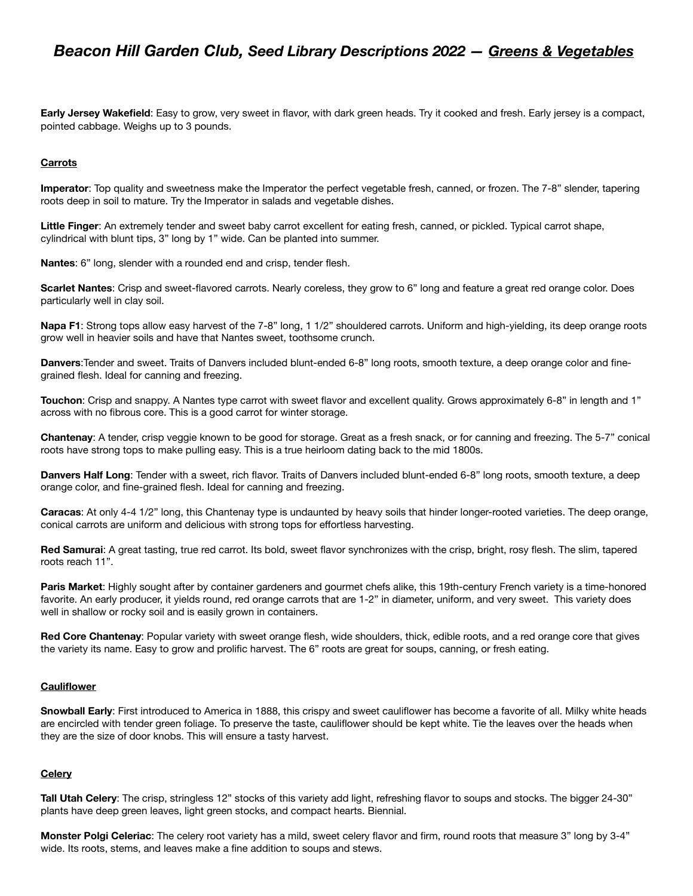# *Beacon Hill Garden Club, Seed Library Descriptions 2022 — Greens & Vegetables*

**Early Jersey Wakefield**: Easy to grow, very sweet in flavor, with dark green heads. Try it cooked and fresh. Early jersey is a compact, pointed cabbage. Weighs up to 3 pounds.

## Carrots

**Imperator**: Top quality and sweetness make the Imperator the perfect vegetable fresh, canned, or frozen. The 7-8" slender, tapering roots deep in soil to mature. Try the Imperator in salads and vegetable dishes.

**Little Finger**: An extremely tender and sweet baby carrot excellent for eating fresh, canned, or pickled. Typical carrot shape, cylindrical with blunt tips, 3" long by 1" wide. Can be planted into summer.

**Nantes**: 6" long, slender with a rounded end and crisp, tender flesh.

**Scarlet Nantes**: Crisp and sweet-flavored carrots. Nearly coreless, they grow to 6" long and feature a great red orange color. Does particularly well in clay soil.

**Napa F1**: Strong tops allow easy harvest of the 7-8" long, 1 1/2" shouldered carrots. Uniform and high-yielding, its deep orange roots grow well in heavier soils and have that Nantes sweet, toothsome crunch.

**Danvers**:Tender and sweet. Traits of Danvers included blunt-ended 6-8" long roots, smooth texture, a deep orange color and fine-grained flesh. Ideal for canning and freezing.

**Touchon**: Crisp and snappy. A Nantes type carrot with sweet flavor and excellent quality. Grows approximately 6-8" in length and 1" across with no fibrous core. This is a good carrot for winter storage.

**Chantenay**: A tender, crisp veggie known to be good for storage. Great as a fresh snack, or for canning and freezing. The 5-7" conical roots have strong tops to make pulling easy. This is a true heirloom dating back to the mid 1800s.

**Danvers Half Long**: Tender with a sweet, rich flavor. Traits of Danvers included blunt-ended 6-8" long roots, smooth texture, a deep orange color, and fine-grained flesh. Ideal for canning and freezing.

**Caracas**: At only 4-4 1/2" long, this Chantenay type is undaunted by heavy soils that hinder longer-rooted varieties. The deep orange, conical carrots are uniform and delicious with strong tops for effortless harvesting.

**Red Samurai**: A great tasting, true red carrot. Its bold, sweet flavor synchronizes with the crisp, bright, rosy flesh. The slim, tapered roots reach 11".

**Paris Market**: Highly sought after by container gardeners and gourmet chefs alike, this 19th-century French variety is a time-honored favorite. An early producer, it yields round, red orange carrots that are 1-2" in diameter, uniform, and very sweet. This variety does well in shallow or rocky soil and is easily grown in containers.

**Red Core Chantenay**: Popular variety with sweet orange flesh, wide shoulders, thick, edible roots, and a red orange core that gives the variety its name. Easy to grow and prolific harvest. The 6" roots are great for soups, canning, or fresh eating.

## Cauliflower

**Snowball Early**: First introduced to America in 1888, this crispy and sweet cauliflower has become a favorite of all. Milky white heads are encircled with tender green foliage. To preserve the taste, cauliflower should be kept white. Tie the leaves over the heads when they are the size of door knobs. This will ensure a tasty harvest.

## Celery

**Tall Utah Celery**: The crisp, stringless 12" stocks of this variety add light, refreshing flavor to soups and stocks. The bigger 24-30" plants have deep green leaves, light green stocks, and compact hearts. Biennial.

**Monster Polgi Celeriac**: The celery root variety has a mild, sweet celery flavor and firm, round roots that measure 3" long by 3-4" wide. Its roots, stems, and leaves make a fine addition to soups and stews.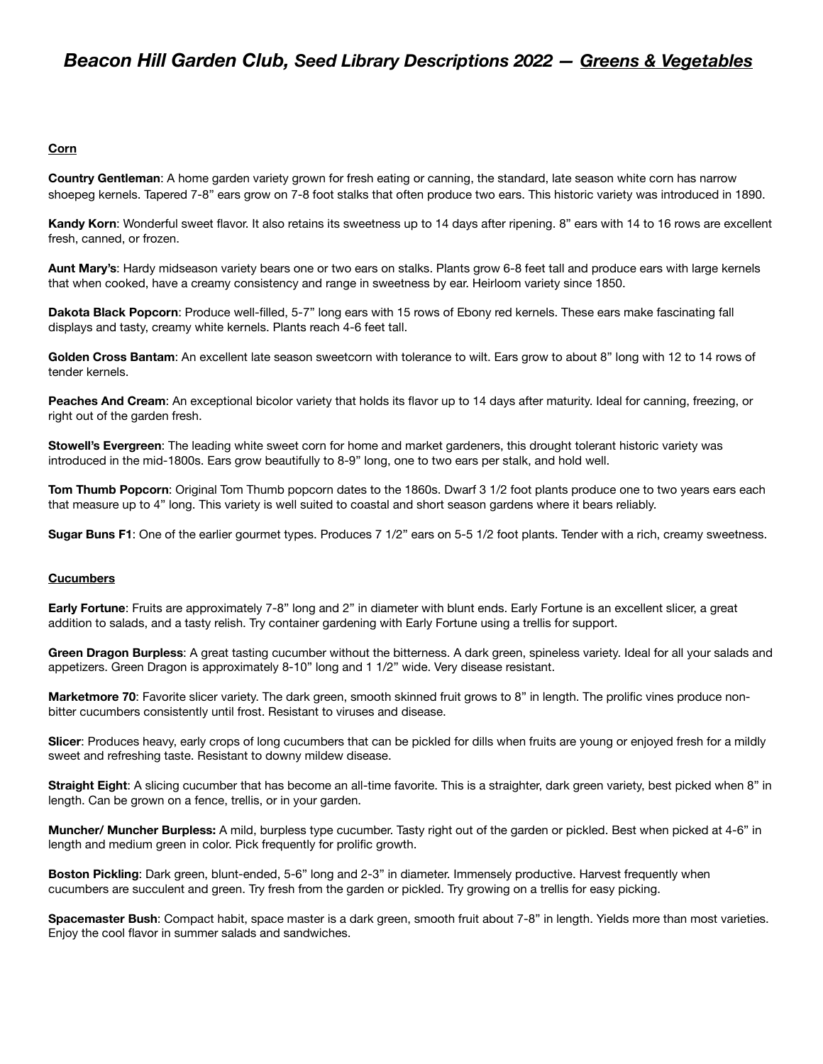# *Beacon Hill Garden Club, Seed Library Descriptions 2022 — Greens & Vegetables*

**Corn**

**Country Gentleman**: A home garden variety grown for fresh eating or canning, the standard, late season white corn has narrow shoepeg kernels. Tapered 7-8" ears grow on 7-8 foot stalks that often produce two ears. This historic variety was introduced in 1890.

**Kandy Korn**: Wonderful sweet flavor. It also retains its sweetness up to 14 days after ripening. 8" ears with 14 to 16 rows are excellent fresh, canned, or frozen.

**Aunt Mary's**: Hardy midseason variety bears one or two ears on stalks. Plants grow 6-8 feet tall and produce ears with large kernels that when cooked, have a creamy consistency and range in sweetness by ear. Heirloom variety since 1850.

**Dakota Black Popcorn**: Produce well-filled, 5-7" long ears with 15 rows of Ebony red kernels. These ears make fascinating fall displays and tasty, creamy white kernels. Plants reach 4-6 feet tall.

**Golden Cross Bantam**: An excellent late season sweetcorn with tolerance to wilt. Ears grow to about 8" long with 12 to 14 rows of tender kernels.

**Peaches And Cream**: An exceptional bicolor variety that holds its flavor up to 14 days after maturity. Ideal for canning, freezing, or right out of the garden fresh.

**Stowell's Evergreen**: The leading white sweet corn for home and market gardeners, this drought tolerant historic variety was introduced in the mid-1800s. Ears grow beautifully to 8-9" long, one to two ears per stalk, and hold well.

**Tom Thumb Popcorn**: Original Tom Thumb popcorn dates to the 1860s. Dwarf 3 1/2 foot plants produce one to two years ears each that measure up to 4" long. This variety is well suited to coastal and short season gardens where it bears reliably.

**Sugar Buns F1**: One of the earlier gourmet types. Produces 7 1/2" ears on 5-5 1/2 foot plants. Tender with a rich, creamy sweetness.

**Cucumbers**

**Early Fortune**: Fruits are approximately 7-8" long and 2" in diameter with blunt ends. Early Fortune is an excellent slicer, a great addition to salads, and a tasty relish. Try container gardening with Early Fortune using a trellis for support.

**Green Dragon Burpless**: A great tasting cucumber without the bitterness. A dark green, spineless variety. Ideal for all your salads and appetizers. Green Dragon is approximately 8-10" long and 1 1/2" wide. Very disease resistant.

**Marketmore 70**: Favorite slicer variety. The dark green, smooth skinned fruit grows to 8" in length. The prolific vines produce non-bitter cucumbers consistently until frost. Resistant to viruses and disease.

**Slicer**: Produces heavy, early crops of long cucumbers that can be pickled for dills when fruits are young or enjoyed fresh for a mildly sweet and refreshing taste. Resistant to downy mildew disease.

**Straight Eight**: A slicing cucumber that has become an all-time favorite. This is a straighter, dark green variety, best picked when 8" in length. Can be grown on a fence, trellis, or in your garden.

**Muncher/ Muncher Burpless:** A mild, burpless type cucumber. Tasty right out of the garden or pickled. Best when picked at 4-6" in length and medium green in color. Pick frequently for prolific growth.

**Boston Pickling**: Dark green, blunt-ended, 5-6" long and 2-3" in diameter. Immensely productive. Harvest frequently when cucumbers are succulent and green. Try fresh from the garden or pickled. Try growing on a trellis for easy picking.

**Spacemaster Bush**: Compact habit, space master is a dark green, smooth fruit about 7-8" in length. Yields more than most varieties. Enjoy the cool flavor in summer salads and sandwiches.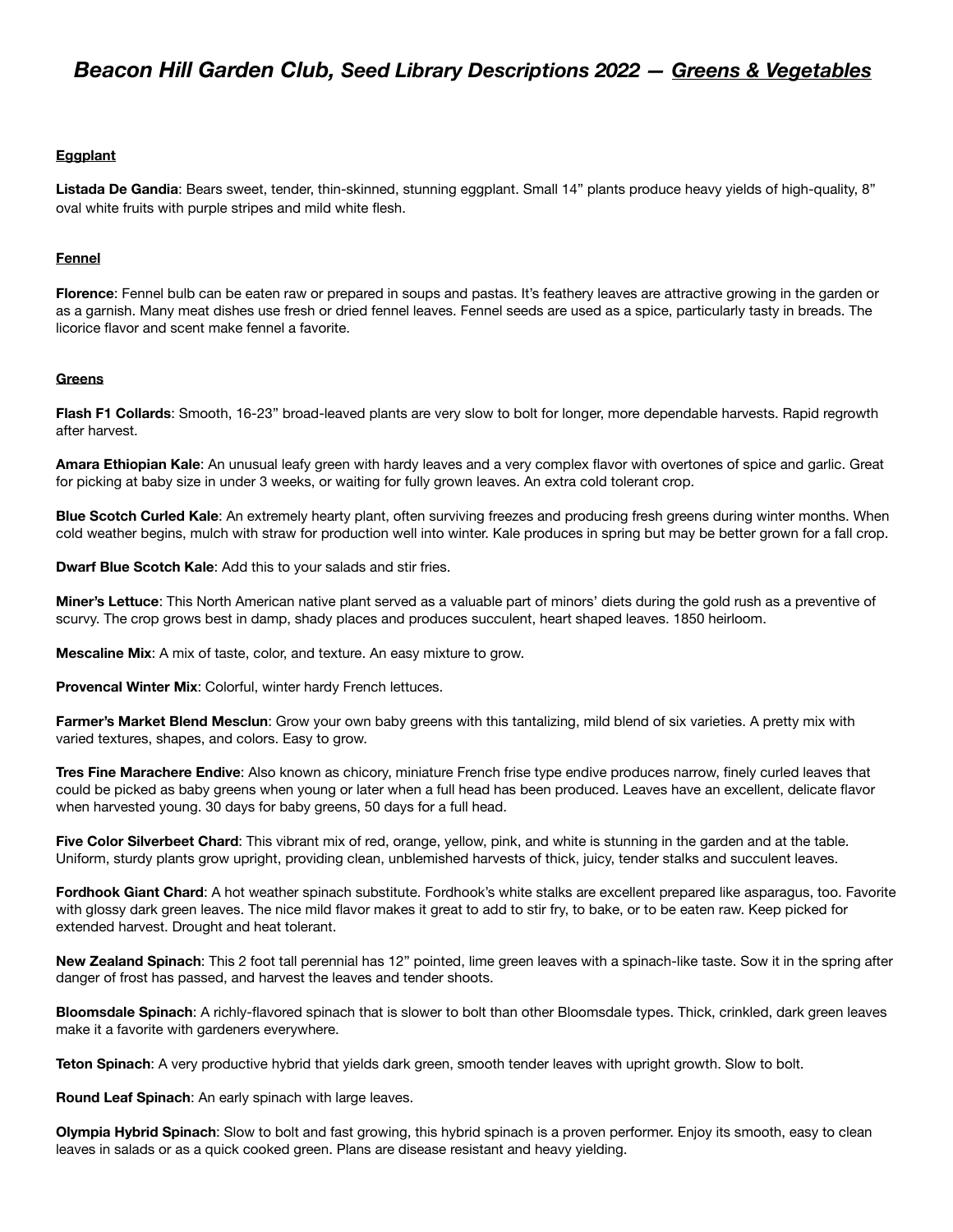# *Beacon Hill Garden Club, Seed Library Descriptions 2022 — Greens & Vegetables*

### Eggplant

**Listada De Gandia**: Bears sweet, tender, thin-skinned, stunning eggplant. Small 14" plants produce heavy yields of high-quality, 8" oval white fruits with purple stripes and mild white flesh.

### Fennel

**Florence**: Fennel bulb can be eaten raw or prepared in soups and pastas. It's feathery leaves are attractive growing in the garden or as a garnish. Many meat dishes use fresh or dried fennel leaves. Fennel seeds are used as a spice, particularly tasty in breads. The licorice flavor and scent make fennel a favorite.

### Greens

**Flash F1 Collards**: Smooth, 16-23" broad-leaved plants are very slow to bolt for longer, more dependable harvests. Rapid regrowth after harvest.

**Amara Ethiopian Kale**: An unusual leafy green with hardy leaves and a very complex flavor with overtones of spice and garlic. Great for picking at baby size in under 3 weeks, or waiting for fully grown leaves. An extra cold tolerant crop.

**Blue Scotch Curled Kale**: An extremely hearty plant, often surviving freezes and producing fresh greens during winter months. When cold weather begins, mulch with straw for production well into winter. Kale produces in spring but may be better grown for a fall crop.

**Dwarf Blue Scotch Kale**: Add this to your salads and stir fries.

**Miner's Lettuce**: This North American native plant served as a valuable part of minors' diets during the gold rush as a preventive of scurvy. The crop grows best in damp, shady places and produces succulent, heart shaped leaves. 1850 heirloom.

**Mescaline Mix**: A mix of taste, color, and texture. An easy mixture to grow.

**Provencal Winter Mix**: Colorful, winter hardy French lettuces.

**Farmer's Market Blend Mesclun**: Grow your own baby greens with this tantalizing, mild blend of six varieties. A pretty mix with varied textures, shapes, and colors. Easy to grow.

**Tres Fine Marachere Endive**: Also known as chicory, miniature French frise type endive produces narrow, finely curled leaves that could be picked as baby greens when young or later when a full head has been produced. Leaves have an excellent, delicate flavor when harvested young. 30 days for baby greens, 50 days for a full head.

**Five Color Silverbeet Chard**: This vibrant mix of red, orange, yellow, pink, and white is stunning in the garden and at the table. Uniform, sturdy plants grow upright, providing clean, unblemished harvests of thick, juicy, tender stalks and succulent leaves.

**Fordhook Giant Chard**: A hot weather spinach substitute. Fordhook's white stalks are excellent prepared like asparagus, too. Favorite with glossy dark green leaves. The nice mild flavor makes it great to add to stir fry, to bake, or to be eaten raw. Keep picked for extended harvest. Drought and heat tolerant.

**New Zealand Spinach**: This 2 foot tall perennial has 12" pointed, lime green leaves with a spinach-like taste. Sow it in the spring after danger of frost has passed, and harvest the leaves and tender shoots.

**Bloomsdale Spinach**: A richly-flavored spinach that is slower to bolt than other Bloomsdale types. Thick, crinkled, dark green leaves make it a favorite with gardeners everywhere.

**Teton Spinach**: A very productive hybrid that yields dark green, smooth tender leaves with upright growth. Slow to bolt.

**Round Leaf Spinach**: An early spinach with large leaves.

**Olympia Hybrid Spinach**: Slow to bolt and fast growing, this hybrid spinach is a proven performer. Enjoy its smooth, easy to clean leaves in salads or as a quick cooked green. Plans are disease resistant and heavy yielding.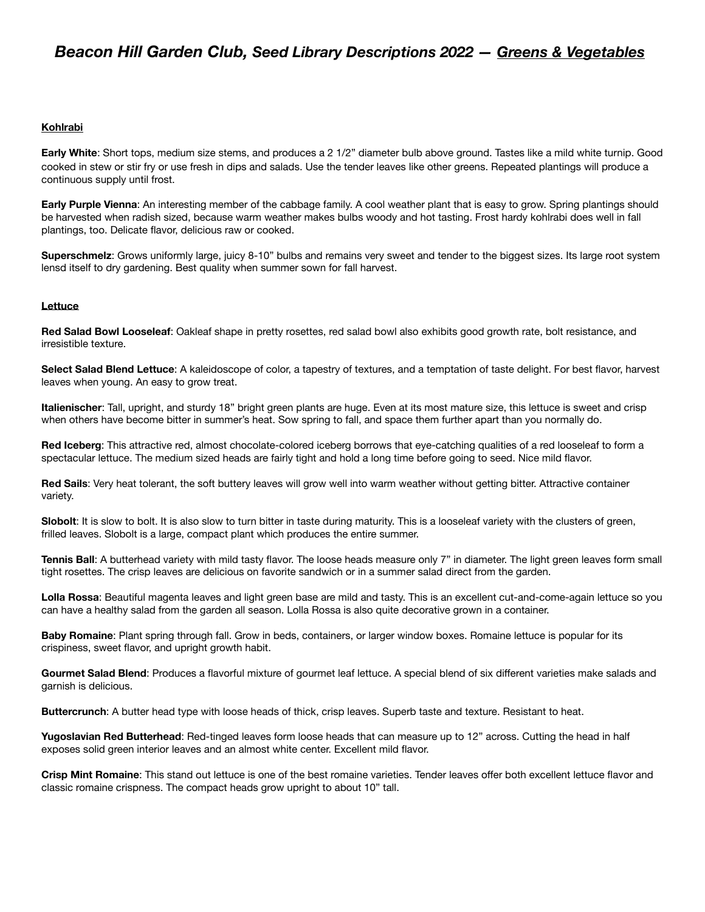# *Beacon Hill Garden Club, Seed Library Descriptions 2022 — Greens & Vegetables*

## Kohlrabi

**Early White**: Short tops, medium size stems, and produces a 2 1/2" diameter bulb above ground. Tastes like a mild white turnip. Good cooked in stew or stir fry or use fresh in dips and salads. Use the tender leaves like other greens. Repeated plantings will produce a continuous supply until frost.

**Early Purple Vienna**: An interesting member of the cabbage family. A cool weather plant that is easy to grow. Spring plantings should be harvested when radish sized, because warm weather makes bulbs woody and hot tasting. Frost hardy kohlrabi does well in fall plantings, too. Delicate flavor, delicious raw or cooked.

**Superschmelz**: Grows uniformly large, juicy 8-10" bulbs and remains very sweet and tender to the biggest sizes. Its large root system lensd itself to dry gardening. Best quality when summer sown for fall harvest.

## Lettuce

**Red Salad Bowl Looseleaf**: Oakleaf shape in pretty rosettes, red salad bowl also exhibits good growth rate, bolt resistance, and irresistible texture.

**Select Salad Blend Lettuce**: A kaleidoscope of color, a tapestry of textures, and a temptation of taste delight. For best flavor, harvest leaves when young. An easy to grow treat.

**Italienischer**: Tall, upright, and sturdy 18" bright green plants are huge. Even at its most mature size, this lettuce is sweet and crisp when others have become bitter in summer's heat. Sow spring to fall, and space them further apart than you normally do.

**Red Iceberg**: This attractive red, almost chocolate-colored iceberg borrows that eye-catching qualities of a red looseleaf to form a spectacular lettuce. The medium sized heads are fairly tight and hold a long time before going to seed. Nice mild flavor.

**Red Sails**: Very heat tolerant, the soft buttery leaves will grow well into warm weather without getting bitter. Attractive container variety.

**Slobolt**: It is slow to bolt. It is also slow to turn bitter in taste during maturity. This is a looseleaf variety with the clusters of green, frilled leaves. Slobolt is a large, compact plant which produces the entire summer.

**Tennis Ball**: A butterhead variety with mild tasty flavor. The loose heads measure only 7" in diameter. The light green leaves form small tight rosettes. The crisp leaves are delicious on favorite sandwich or in a summer salad direct from the garden.

**Lolla Rossa**: Beautiful magenta leaves and light green base are mild and tasty. This is an excellent cut-and-come-again lettuce so you can have a healthy salad from the garden all season. Lolla Rossa is also quite decorative grown in a container.

**Baby Romaine**: Plant spring through fall. Grow in beds, containers, or larger window boxes. Romaine lettuce is popular for its crispiness, sweet flavor, and upright growth habit.

**Gourmet Salad Blend**: Produces a flavorful mixture of gourmet leaf lettuce. A special blend of six different varieties make salads and garnish is delicious.

**Buttercrunch**: A butter head type with loose heads of thick, crisp leaves. Superb taste and texture. Resistant to heat.

**Yugoslavian Red Butterhead**: Red-tinged leaves form loose heads that can measure up to 12" across. Cutting the head in half exposes solid green interior leaves and an almost white center. Excellent mild flavor.

**Crisp Mint Romaine**: This stand out lettuce is one of the best romaine varieties. Tender leaves offer both excellent lettuce flavor and classic romaine crispness. The compact heads grow upright to about 10" tall.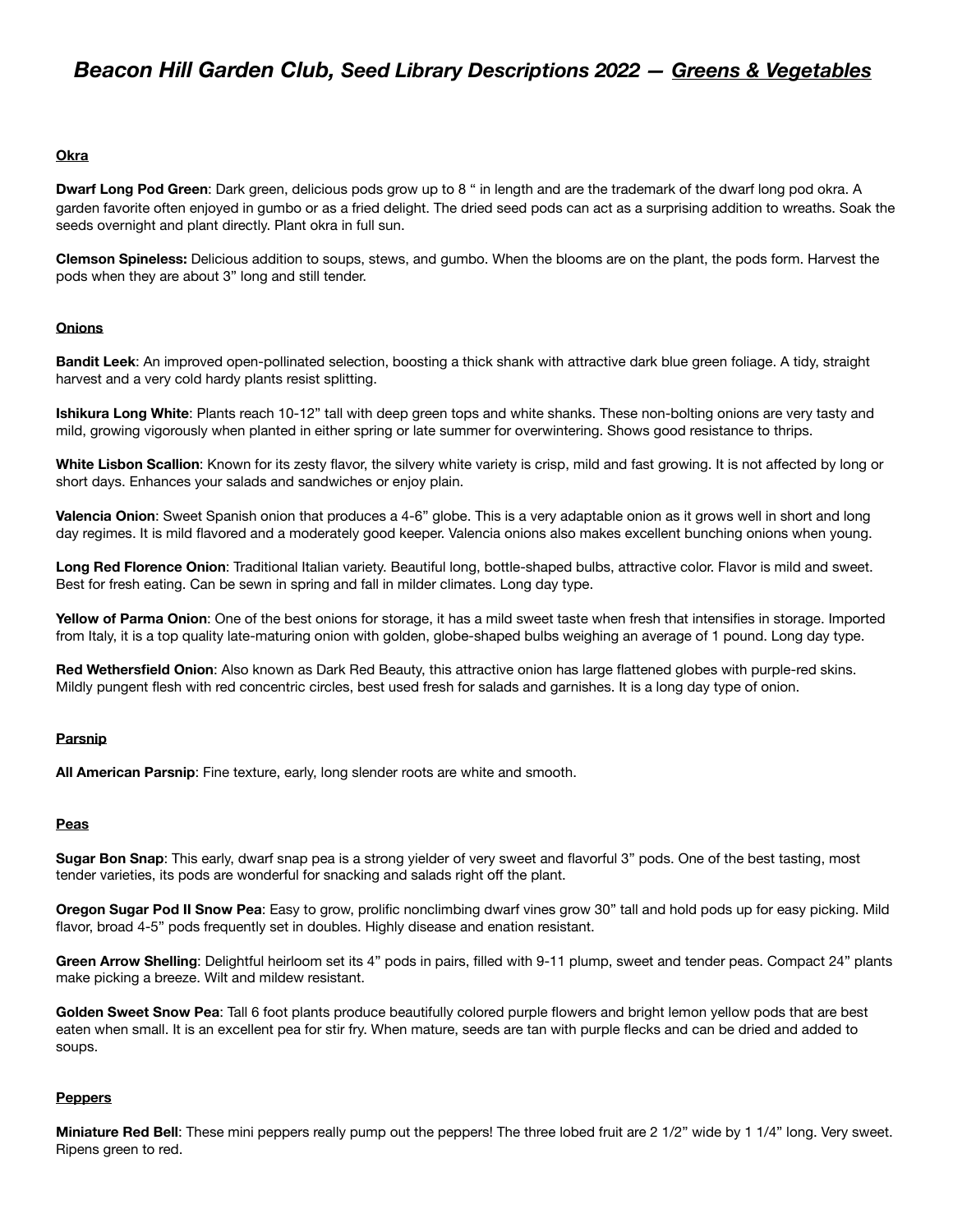# *Beacon Hill Garden Club, Seed Library Descriptions 2022 — Greens & Vegetables*

## Okra

**Dwarf Long Pod Green**: Dark green, delicious pods grow up to 8 " in length and are the trademark of the dwarf long pod okra. A garden favorite often enjoyed in gumbo or as a fried delight. The dried seed pods can act as a surprising addition to wreaths. Soak the seeds overnight and plant directly. Plant okra in full sun.

**Clemson Spineless:** Delicious addition to soups, stews, and gumbo. When the blooms are on the plant, the pods form. Harvest the pods when they are about 3" long and still tender.

## Onions

**Bandit Leek**: An improved open-pollinated selection, boosting a thick shank with attractive dark blue green foliage. A tidy, straight harvest and a very cold hardy plants resist splitting.

**Ishikura Long White**: Plants reach 10-12" tall with deep green tops and white shanks. These non-bolting onions are very tasty and mild, growing vigorously when planted in either spring or late summer for overwintering. Shows good resistance to thrips.

**White Lisbon Scallion**: Known for its zesty flavor, the silvery white variety is crisp, mild and fast growing. It is not affected by long or short days. Enhances your salads and sandwiches or enjoy plain.

**Valencia Onion**: Sweet Spanish onion that produces a 4-6" globe. This is a very adaptable onion as it grows well in short and long day regimes. It is mild flavored and a moderately good keeper. Valencia onions also makes excellent bunching onions when young.

**Long Red Florence Onion**: Traditional Italian variety. Beautiful long, bottle-shaped bulbs, attractive color. Flavor is mild and sweet. Best for fresh eating. Can be sewn in spring and fall in milder climates. Long day type.

**Yellow of Parma Onion**: One of the best onions for storage, it has a mild sweet taste when fresh that intensifies in storage. Imported from Italy, it is a top quality late-maturing onion with golden, globe-shaped bulbs weighing an average of 1 pound. Long day type.

**Red Wethersfield Onion**: Also known as Dark Red Beauty, this attractive onion has large flattened globes with purple-red skins. Mildly pungent flesh with red concentric circles, best used fresh for salads and garnishes. It is a long day type of onion.

## Parsnip

**All American Parsnip**: Fine texture, early, long slender roots are white and smooth.

## Peas

**Sugar Bon Snap**: This early, dwarf snap pea is a strong yielder of very sweet and flavorful 3" pods. One of the best tasting, most tender varieties, its pods are wonderful for snacking and salads right off the plant.

**Oregon Sugar Pod II Snow Pea**: Easy to grow, prolific nonclimbing dwarf vines grow 30" tall and hold pods up for easy picking. Mild flavor, broad 4-5" pods frequently set in doubles. Highly disease and enation resistant.

**Green Arrow Shelling**: Delightful heirloom set its 4" pods in pairs, filled with 9-11 plump, sweet and tender peas. Compact 24" plants make picking a breeze. Wilt and mildew resistant.

**Golden Sweet Snow Pea**: Tall 6 foot plants produce beautifully colored purple flowers and bright lemon yellow pods that are best eaten when small. It is an excellent pea for stir fry. When mature, seeds are tan with purple flecks and can be dried and added to soups.

## Peppers

**Miniature Red Bell**: These mini peppers really pump out the peppers! The three lobed fruit are 2 1/2" wide by 1 1/4" long. Very sweet. Ripens green to red.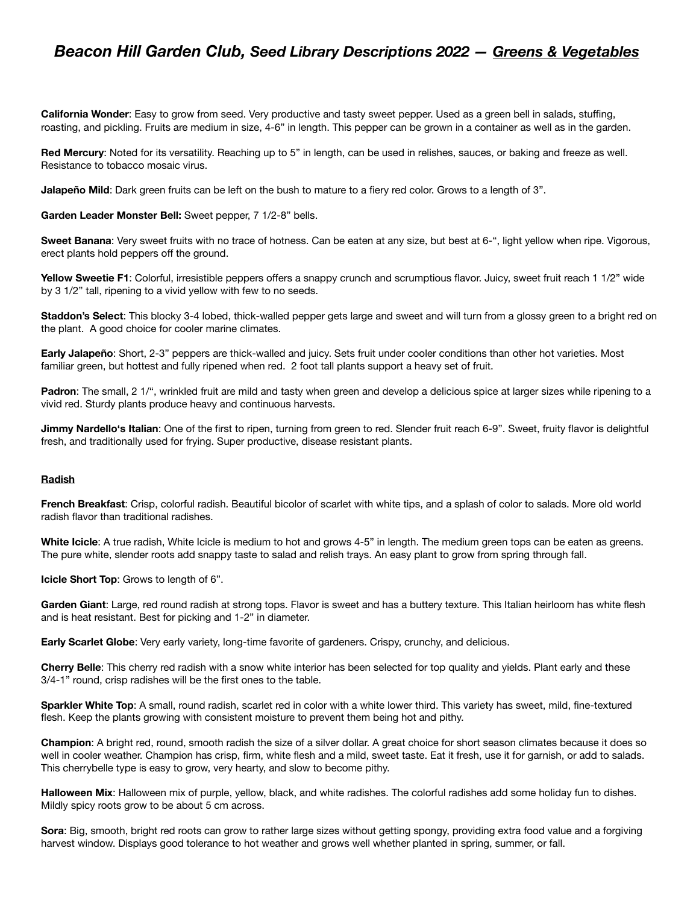# *Beacon Hill Garden Club, Seed Library Descriptions 2022 — Greens & Vegetables*

**California Wonder**: Easy to grow from seed. Very productive and tasty sweet pepper. Used as a green bell in salads, stuffing, roasting, and pickling. Fruits are medium in size, 4-6" in length. This pepper can be grown in a container as well as in the garden.

**Red Mercury**: Noted for its versatility. Reaching up to 5" in length, can be used in relishes, sauces, or baking and freeze as well. Resistance to tobacco mosaic virus.

**Jalapeño Mild**: Dark green fruits can be left on the bush to mature to a fiery red color. Grows to a length of 3".

**Garden Leader Monster Bell:** Sweet pepper, 7 1/2-8" bells.

**Sweet Banana**: Very sweet fruits with no trace of hotness. Can be eaten at any size, but best at 6-", light yellow when ripe. Vigorous, erect plants hold peppers off the ground.

**Yellow Sweetie F1**: Colorful, irresistible peppers offers a snappy crunch and scrumptious flavor. Juicy, sweet fruit reach 1 1/2" wide by 3 1/2" tall, ripening to a vivid yellow with few to no seeds.

**Staddon's Select**: This blocky 3-4 lobed, thick-walled pepper gets large and sweet and will turn from a glossy green to a bright red on the plant. A good choice for cooler marine climates.

**Early Jalapeño**: Short, 2-3" peppers are thick-walled and juicy. Sets fruit under cooler conditions than other hot varieties. Most familiar green, but hottest and fully ripened when red. 2 foot tall plants support a heavy set of fruit.

**Padron**: The small, 2 1/", wrinkled fruit are mild and tasty when green and develop a delicious spice at larger sizes while ripening to a vivid red. Sturdy plants produce heavy and continuous harvests.

**Jimmy Nardello's Italian**: One of the first to ripen, turning from green to red. Slender fruit reach 6-9". Sweet, fruity flavor is delightful fresh, and traditionally used for frying. Super productive, disease resistant plants.

## Radish

**French Breakfast**: Crisp, colorful radish. Beautiful bicolor of scarlet with white tips, and a splash of color to salads. More old world radish flavor than traditional radishes.

**White Icicle**: A true radish, White Icicle is medium to hot and grows 4-5" in length. The medium green tops can be eaten as greens. The pure white, slender roots add snappy taste to salad and relish trays. An easy plant to grow from spring through fall.

**Icicle Short Top**: Grows to length of 6".

**Garden Giant**: Large, red round radish at strong tops. Flavor is sweet and has a buttery texture. This Italian heirloom has white flesh and is heat resistant. Best for picking and 1-2" in diameter.

**Early Scarlet Globe**: Very early variety, long-time favorite of gardeners. Crispy, crunchy, and delicious.

**Cherry Belle**: This cherry red radish with a snow white interior has been selected for top quality and yields. Plant early and these 3/4-1" round, crisp radishes will be the first ones to the table.

**Sparkler White Top**: A small, round radish, scarlet red in color with a white lower third. This variety has sweet, mild, fine-textured flesh. Keep the plants growing with consistent moisture to prevent them being hot and pithy.

**Champion**: A bright red, round, smooth radish the size of a silver dollar. A great choice for short season climates because it does so well in cooler weather. Champion has crisp, firm, white flesh and a mild, sweet taste. Eat it fresh, use it for garnish, or add to salads. This cherrybelle type is easy to grow, very hearty, and slow to become pithy.

**Halloween Mix**: Halloween mix of purple, yellow, black, and white radishes. The colorful radishes add some holiday fun to dishes. Mildly spicy roots grow to be about 5 cm across.

**Sora**: Big, smooth, bright red roots can grow to rather large sizes without getting spongy, providing extra food value and a forgiving harvest window. Displays good tolerance to hot weather and grows well whether planted in spring, summer, or fall.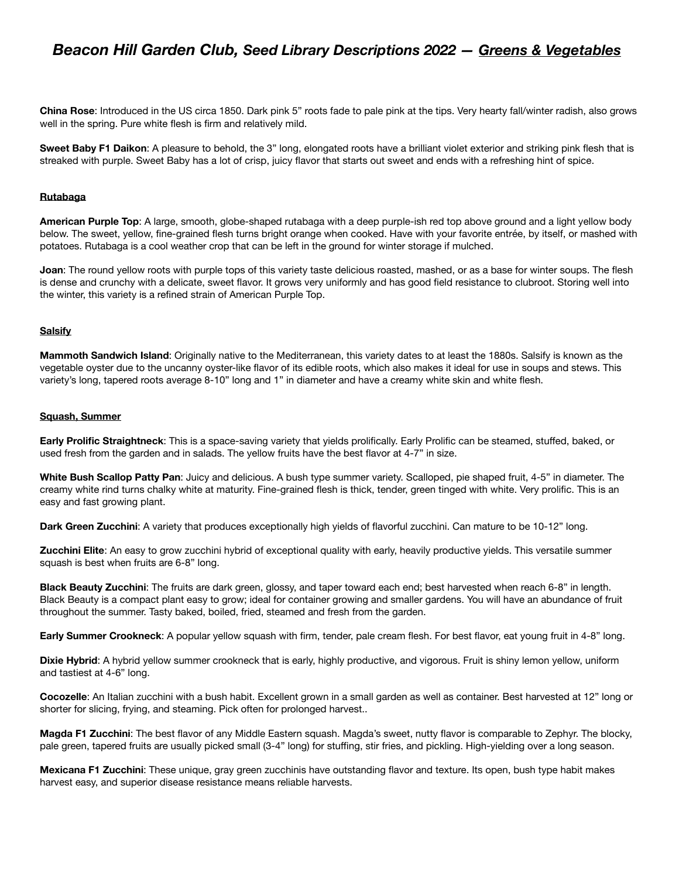# *Beacon Hill Garden Club, Seed Library Descriptions 2022 — Greens & Vegetables*

**China Rose**: Introduced in the US circa 1850. Dark pink 5" roots fade to pale pink at the tips. Very hearty fall/winter radish, also grows well in the spring. Pure white flesh is firm and relatively mild.

**Sweet Baby F1 Daikon**: A pleasure to behold, the 3" long, elongated roots have a brilliant violet exterior and striking pink flesh that is streaked with purple. Sweet Baby has a lot of crisp, juicy flavor that starts out sweet and ends with a refreshing hint of spice.

### Rutabaga

**American Purple Top**: A large, smooth, globe-shaped rutabaga with a deep purple-ish red top above ground and a light yellow body below. The sweet, yellow, fine-grained flesh turns bright orange when cooked. Have with your favorite entrée, by itself, or mashed with potatoes. Rutabaga is a cool weather crop that can be left in the ground for winter storage if mulched.

**Joan**: The round yellow roots with purple tops of this variety taste delicious roasted, mashed, or as a base for winter soups. The flesh is dense and crunchy with a delicate, sweet flavor. It grows very uniformly and has good field resistance to clubroot. Storing well into the winter, this variety is a refined strain of American Purple Top.

### Salsify

**Mammoth Sandwich Island**: Originally native to the Mediterranean, this variety dates to at least the 1880s. Salsify is known as the vegetable oyster due to the uncanny oyster-like flavor of its edible roots, which also makes it ideal for use in soups and stews. This variety's long, tapered roots average 8-10" long and 1" in diameter and have a creamy white skin and white flesh.

### Squash, Summer

**Early Prolific Straightneck**: This is a space-saving variety that yields prolifically. Early Prolific can be steamed, stuffed, baked, or used fresh from the garden and in salads. The yellow fruits have the best flavor at 4-7" in size.

**White Bush Scallop Patty Pan**: Juicy and delicious. A bush type summer variety. Scalloped, pie shaped fruit, 4-5" in diameter. The creamy white rind turns chalky white at maturity. Fine-grained flesh is thick, tender, green tinged with white. Very prolific. This is an easy and fast growing plant.

**Dark Green Zucchini**: A variety that produces exceptionally high yields of flavorful zucchini. Can mature to be 10-12" long.

**Zucchini Elite**: An easy to grow zucchini hybrid of exceptional quality with early, heavily productive yields. This versatile summer squash is best when fruits are 6-8" long.

**Black Beauty Zucchini**: The fruits are dark green, glossy, and taper toward each end; best harvested when reach 6-8" in length. Black Beauty is a compact plant easy to grow; ideal for container growing and smaller gardens. You will have an abundance of fruit throughout the summer. Tasty baked, boiled, fried, steamed and fresh from the garden.

**Early Summer Crookneck**: A popular yellow squash with firm, tender, pale cream flesh. For best flavor, eat young fruit in 4-8" long.

**Dixie Hybrid**: A hybrid yellow summer crookneck that is early, highly productive, and vigorous. Fruit is shiny lemon yellow, uniform and tastiest at 4-6" long.

**Cocozelle**: An Italian zucchini with a bush habit. Excellent grown in a small garden as well as container. Best harvested at 12" long or shorter for slicing, frying, and steaming. Pick often for prolonged harvest..

**Magda F1 Zucchini**: The best flavor of any Middle Eastern squash. Magda's sweet, nutty flavor is comparable to Zephyr. The blocky, pale green, tapered fruits are usually picked small (3-4" long) for stuffing, stir fries, and pickling. High-yielding over a long season.

**Mexicana F1 Zucchini**: These unique, gray green zucchinis have outstanding flavor and texture. Its open, bush type habit makes harvest easy, and superior disease resistance means reliable harvests.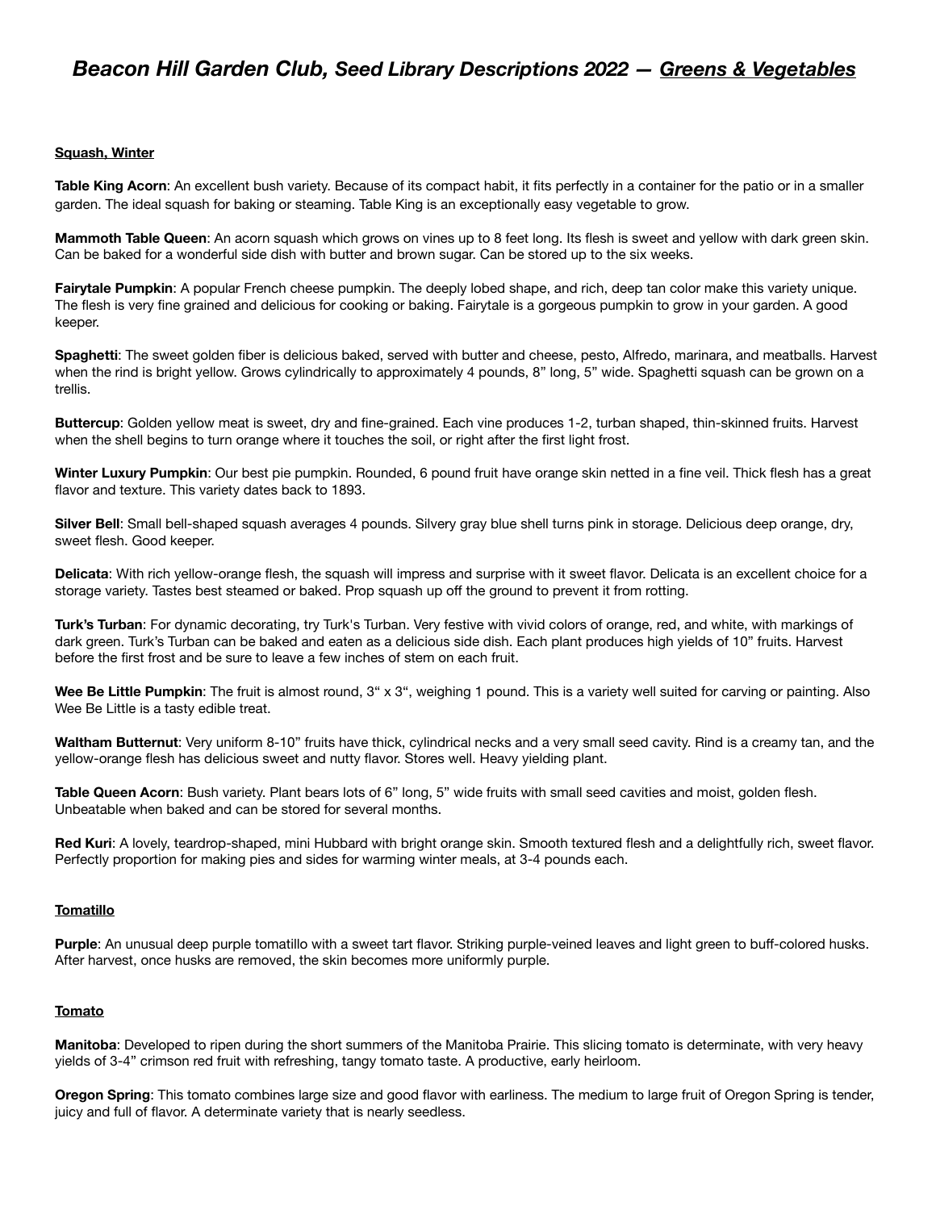# *Beacon Hill Garden Club, Seed Library Descriptions 2022 — Greens & Vegetables*

### Squash, Winter

**Table King Acorn**: An excellent bush variety. Because of its compact habit, it fits perfectly in a container for the patio or in a smaller garden. The ideal squash for baking or steaming. Table King is an exceptionally easy vegetable to grow.

**Mammoth Table Queen**: An acorn squash which grows on vines up to 8 feet long. Its flesh is sweet and yellow with dark green skin. Can be baked for a wonderful side dish with butter and brown sugar. Can be stored up to the six weeks.

**Fairytale Pumpkin**: A popular French cheese pumpkin. The deeply lobed shape, and rich, deep tan color make this variety unique. The flesh is very fine grained and delicious for cooking or baking. Fairytale is a gorgeous pumpkin to grow in your garden. A good keeper.

**Spaghetti**: The sweet golden fiber is delicious baked, served with butter and cheese, pesto, Alfredo, marinara, and meatballs. Harvest when the rind is bright yellow. Grows cylindrically to approximately 4 pounds, 8" long, 5" wide. Spaghetti squash can be grown on a trellis.

**Buttercup**: Golden yellow meat is sweet, dry and fine-grained. Each vine produces 1-2, turban shaped, thin-skinned fruits. Harvest when the shell begins to turn orange where it touches the soil, or right after the first light frost.

**Winter Luxury Pumpkin**: Our best pie pumpkin. Rounded, 6 pound fruit have orange skin netted in a fine veil. Thick flesh has a great flavor and texture. This variety dates back to 1893.

**Silver Bell**: Small bell-shaped squash averages 4 pounds. Silvery gray blue shell turns pink in storage. Delicious deep orange, dry, sweet flesh. Good keeper.

**Delicata**: With rich yellow-orange flesh, the squash will impress and surprise with it sweet flavor. Delicata is an excellent choice for a storage variety. Tastes best steamed or baked. Prop squash up off the ground to prevent it from rotting.

**Turk's Turban**: For dynamic decorating, try Turk's Turban. Very festive with vivid colors of orange, red, and white, with markings of dark green. Turk's Turban can be baked and eaten as a delicious side dish. Each plant produces high yields of 10" fruits. Harvest before the first frost and be sure to leave a few inches of stem on each fruit.

**Wee Be Little Pumpkin**: The fruit is almost round, 3" x 3", weighing 1 pound. This is a variety well suited for carving or painting. Also Wee Be Little is a tasty edible treat.

**Waltham Butternut**: Very uniform 8-10" fruits have thick, cylindrical necks and a very small seed cavity. Rind is a creamy tan, and the yellow-orange flesh has delicious sweet and nutty flavor. Stores well. Heavy yielding plant.

**Table Queen Acorn**: Bush variety. Plant bears lots of 6" long, 5" wide fruits with small seed cavities and moist, golden flesh. Unbeatable when baked and can be stored for several months.

**Red Kuri**: A lovely, teardrop-shaped, mini Hubbard with bright orange skin. Smooth textured flesh and a delightfully rich, sweet flavor. Perfectly proportion for making pies and sides for warming winter meals, at 3-4 pounds each.

### Tomatillo

**Purple**: An unusual deep purple tomatillo with a sweet tart flavor. Striking purple-veined leaves and light green to buff-colored husks. After harvest, once husks are removed, the skin becomes more uniformly purple.

### Tomato

**Manitoba**: Developed to ripen during the short summers of the Manitoba Prairie. This slicing tomato is determinate, with very heavy yields of 3-4" crimson red fruit with refreshing, tangy tomato taste. A productive, early heirloom.

**Oregon Spring**: This tomato combines large size and good flavor with earliness. The medium to large fruit of Oregon Spring is tender, juicy and full of flavor. A determinate variety that is nearly seedless.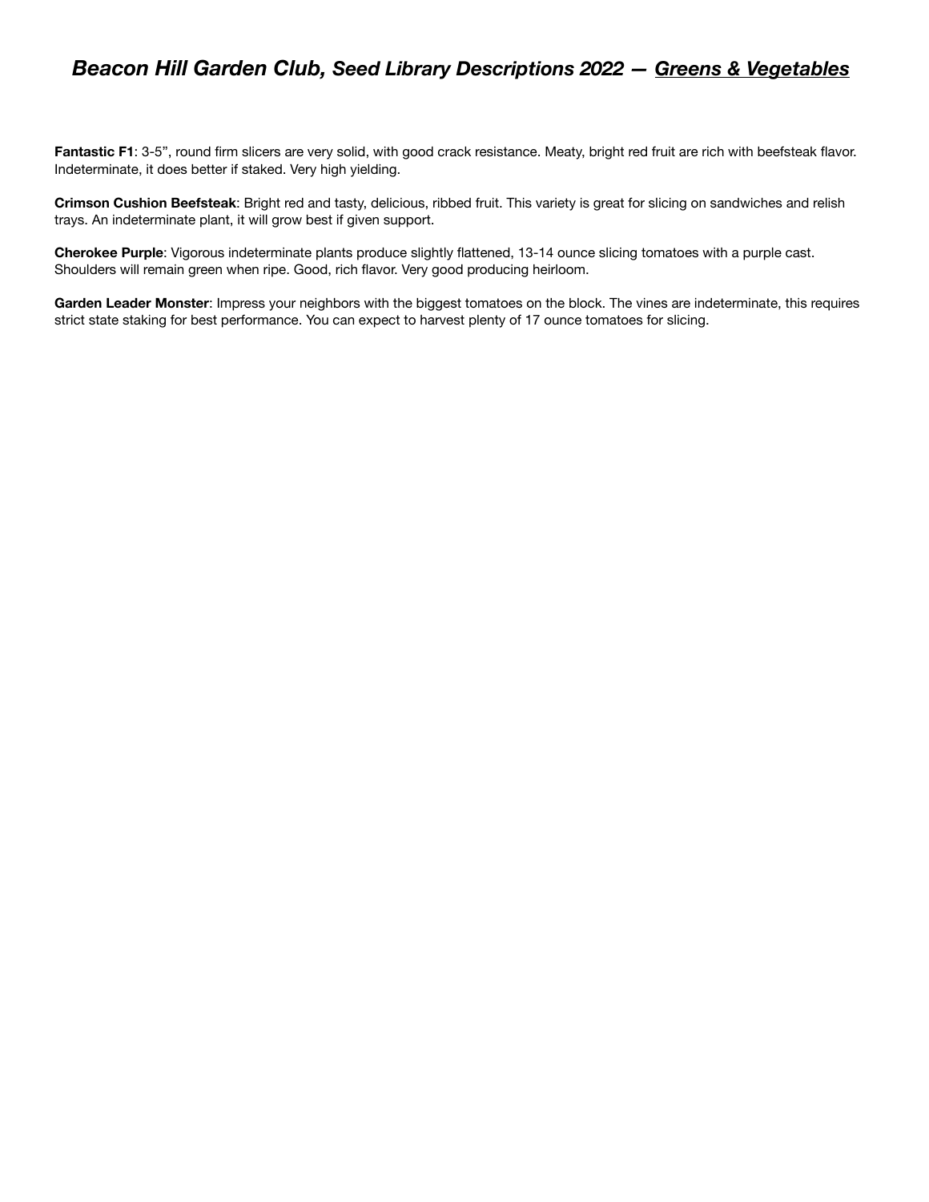# *Beacon Hill Garden Club, Seed Library Descriptions 2022 — Greens & Vegetables*

**Fantastic F1**: 3-5", round firm slicers are very solid, with good crack resistance. Meaty, bright red fruit are rich with beefsteak flavor. Indeterminate, it does better if staked. Very high yielding.

**Crimson Cushion Beefsteak**: Bright red and tasty, delicious, ribbed fruit. This variety is great for slicing on sandwiches and relish trays. An indeterminate plant, it will grow best if given support.

**Cherokee Purple**: Vigorous indeterminate plants produce slightly flattened, 13-14 ounce slicing tomatoes with a purple cast. Shoulders will remain green when ripe. Good, rich flavor. Very good producing heirloom.

**Garden Leader Monster**: Impress your neighbors with the biggest tomatoes on the block. The vines are indeterminate, this requires strict state staking for best performance. You can expect to harvest plenty of 17 ounce tomatoes for slicing.